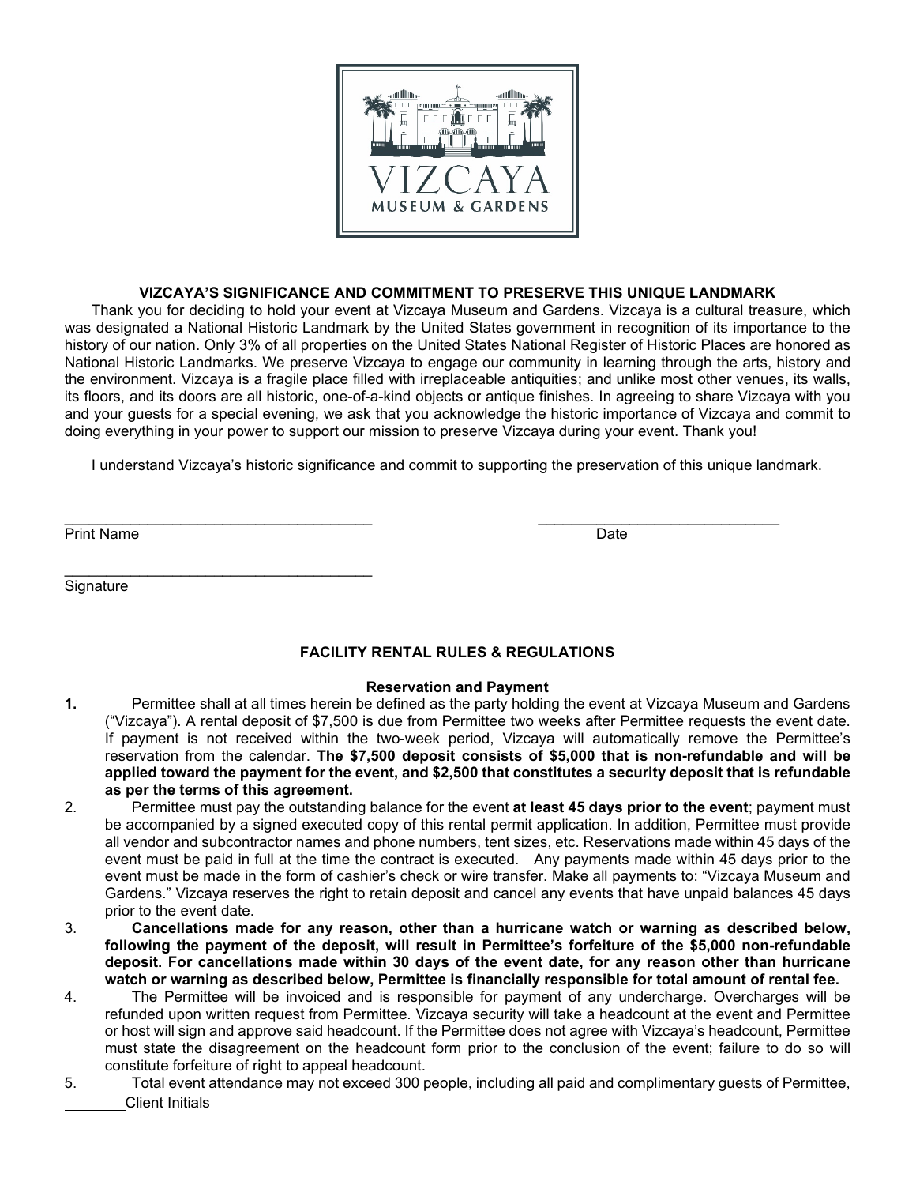VIZCAYA
MUSEUM & GARDENS

## VIZCAYA'S SIGNIFICANCE AND COMMITMENT TO PRESERVE THIS UNIQUE LANDMARK

Thank you for deciding to hold your event at Vizcaya Museum and Gardens. Vizcaya is a cultural treasure, which was designated a National Historic Landmark by the United States government in recognition of its importance to the history of our nation. Only 3% of all properties on the United States National Register of Historic Places are honored as National Historic Landmarks. We preserve Vizcaya to engage our community in learning through the arts, history and the environment. Vizcaya is a fragile place filled with irreplaceable antiquities; and unlike most other venues, its walls, its floors, and its doors are all historic, one-of-a-kind objects or antique finishes. In agreeing to share Vizcaya with you and your guests for a special evening, we ask that you acknowledge the historic importance of Vizcaya and commit to doing everything in your power to support our mission to preserve Vizcaya during your event. Thank you!

I understand Vizcaya's historic significance and commit to supporting the preservation of this unique landmark.

______________________________________ ______________________________
Print Name Date

______________________________________
Signature

## FACILITY RENTAL RULES & REGULATIONS

### Reservation and Payment

**1.** Permittee shall at all times herein be defined as the party holding the event at Vizcaya Museum and Gardens ("Vizcaya"). A rental deposit of $7,500 is due from Permittee two weeks after Permittee requests the event date. If payment is not received within the two-week period, Vizcaya will automatically remove the Permittee's reservation from the calendar. **The $7,500 deposit consists of $5,000 that is non-refundable and will be applied toward the payment for the event, and $2,500 that constitutes a security deposit that is refundable as per the terms of this agreement.**

2. Permittee must pay the outstanding balance for the event **at least 45 days prior to the event**; payment must be accompanied by a signed executed copy of this rental permit application. In addition, Permittee must provide all vendor and subcontractor names and phone numbers, tent sizes, etc. Reservations made within 45 days of the event must be paid in full at the time the contract is executed. Any payments made within 45 days prior to the event must be made in the form of cashier's check or wire transfer. Make all payments to: "Vizcaya Museum and Gardens." Vizcaya reserves the right to retain deposit and cancel any events that have unpaid balances 45 days prior to the event date.

3. **Cancellations made for any reason, other than a hurricane watch or warning as described below, following the payment of the deposit, will result in Permittee's forfeiture of the $5,000 non-refundable deposit. For cancellations made within 30 days of the event date, for any reason other than hurricane watch or warning as described below, Permittee is financially responsible for total amount of rental fee.**

4. The Permittee will be invoiced and is responsible for payment of any undercharge. Overcharges will be refunded upon written request from Permittee. Vizcaya security will take a headcount at the event and Permittee or host will sign and approve said headcount. If the Permittee does not agree with Vizcaya's headcount, Permittee must state the disagreement on the headcount form prior to the conclusion of the event; failure to do so will constitute forfeiture of right to appeal headcount.

5. Total event attendance may not exceed 300 people, including all paid and complimentary guests of Permittee,

________Client Initials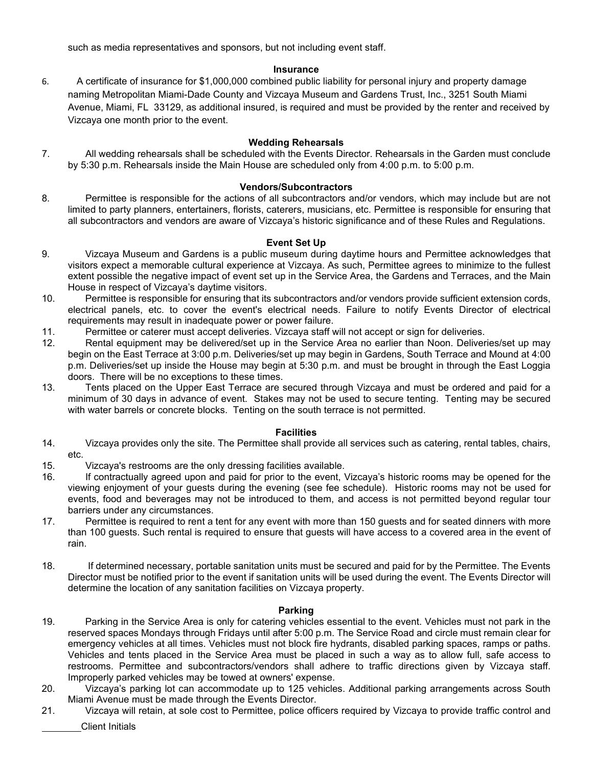such as media representatives and sponsors, but not including event staff.

**Insurance**

6. A certificate of insurance for $1,000,000 combined public liability for personal injury and property damage naming Metropolitan Miami-Dade County and Vizcaya Museum and Gardens Trust, Inc., 3251 South Miami Avenue, Miami, FL 33129, as additional insured, is required and must be provided by the renter and received by Vizcaya one month prior to the event.

**Wedding Rehearsals**

7. All wedding rehearsals shall be scheduled with the Events Director. Rehearsals in the Garden must conclude by 5:30 p.m. Rehearsals inside the Main House are scheduled only from 4:00 p.m. to 5:00 p.m.

**Vendors/Subcontractors**

8. Permittee is responsible for the actions of all subcontractors and/or vendors, which may include but are not limited to party planners, entertainers, florists, caterers, musicians, etc. Permittee is responsible for ensuring that all subcontractors and vendors are aware of Vizcaya's historic significance and of these Rules and Regulations.

**Event Set Up**

9. Vizcaya Museum and Gardens is a public museum during daytime hours and Permittee acknowledges that visitors expect a memorable cultural experience at Vizcaya. As such, Permittee agrees to minimize to the fullest extent possible the negative impact of event set up in the Service Area, the Gardens and Terraces, and the Main House in respect of Vizcaya's daytime visitors.
10. Permittee is responsible for ensuring that its subcontractors and/or vendors provide sufficient extension cords, electrical panels, etc. to cover the event's electrical needs. Failure to notify Events Director of electrical requirements may result in inadequate power or power failure.
11. Permittee or caterer must accept deliveries. Vizcaya staff will not accept or sign for deliveries.
12. Rental equipment may be delivered/set up in the Service Area no earlier than Noon. Deliveries/set up may begin on the East Terrace at 3:00 p.m. Deliveries/set up may begin in Gardens, South Terrace and Mound at 4:00 p.m. Deliveries/set up inside the House may begin at 5:30 p.m. and must be brought in through the East Loggia doors. There will be no exceptions to these times.
13. Tents placed on the Upper East Terrace are secured through Vizcaya and must be ordered and paid for a minimum of 30 days in advance of event. Stakes may not be used to secure tenting. Tenting may be secured with water barrels or concrete blocks. Tenting on the south terrace is not permitted.

**Facilities**

14. Vizcaya provides only the site. The Permittee shall provide all services such as catering, rental tables, chairs, etc.
15. Vizcaya's restrooms are the only dressing facilities available.
16. If contractually agreed upon and paid for prior to the event, Vizcaya's historic rooms may be opened for the viewing enjoyment of your guests during the evening (see fee schedule). Historic rooms may not be used for events, food and beverages may not be introduced to them, and access is not permitted beyond regular tour barriers under any circumstances.
17. Permittee is required to rent a tent for any event with more than 150 guests and for seated dinners with more than 100 guests. Such rental is required to ensure that guests will have access to a covered area in the event of rain.
18. If determined necessary, portable sanitation units must be secured and paid for by the Permittee. The Events Director must be notified prior to the event if sanitation units will be used during the event. The Events Director will determine the location of any sanitation facilities on Vizcaya property.

**Parking**

19. Parking in the Service Area is only for catering vehicles essential to the event. Vehicles must not park in the reserved spaces Mondays through Fridays until after 5:00 p.m. The Service Road and circle must remain clear for emergency vehicles at all times. Vehicles must not block fire hydrants, disabled parking spaces, ramps or paths. Vehicles and tents placed in the Service Area must be placed in such a way as to allow full, safe access to restrooms. Permittee and subcontractors/vendors shall adhere to traffic directions given by Vizcaya staff. Improperly parked vehicles may be towed at owners' expense.
20. Vizcaya's parking lot can accommodate up to 125 vehicles. Additional parking arrangements across South Miami Avenue must be made through the Events Director.
21. Vizcaya will retain, at sole cost to Permittee, police officers required by Vizcaya to provide traffic control and

________Client Initials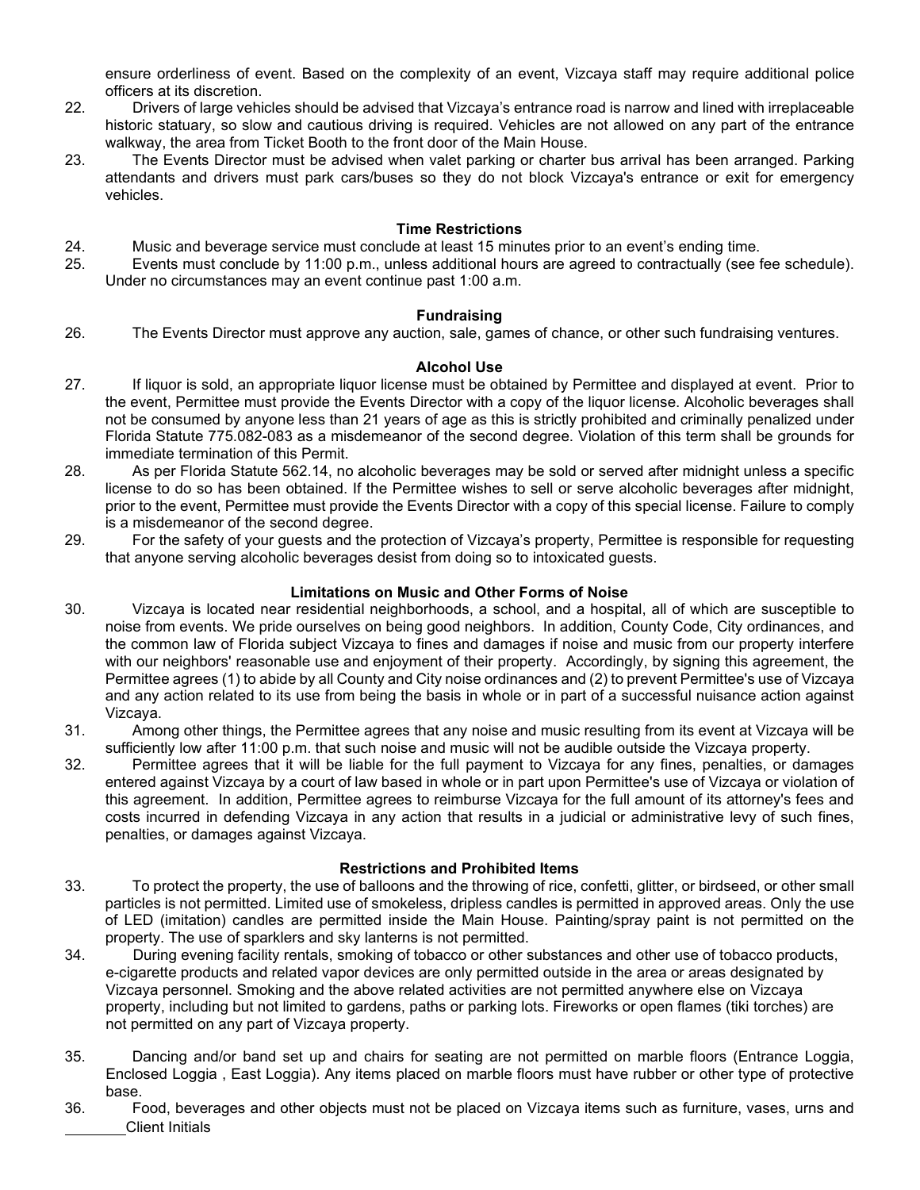ensure orderliness of event. Based on the complexity of an event, Vizcaya staff may require additional police officers at its discretion.

22. Drivers of large vehicles should be advised that Vizcaya's entrance road is narrow and lined with irreplaceable historic statuary, so slow and cautious driving is required. Vehicles are not allowed on any part of the entrance walkway, the area from Ticket Booth to the front door of the Main House.
23. The Events Director must be advised when valet parking or charter bus arrival has been arranged. Parking attendants and drivers must park cars/buses so they do not block Vizcaya's entrance or exit for emergency vehicles.

**Time Restrictions**

24. Music and beverage service must conclude at least 15 minutes prior to an event's ending time.
25. Events must conclude by 11:00 p.m., unless additional hours are agreed to contractually (see fee schedule). Under no circumstances may an event continue past 1:00 a.m.

**Fundraising**

26. The Events Director must approve any auction, sale, games of chance, or other such fundraising ventures.

**Alcohol Use**

27. If liquor is sold, an appropriate liquor license must be obtained by Permittee and displayed at event. Prior to the event, Permittee must provide the Events Director with a copy of the liquor license. Alcoholic beverages shall not be consumed by anyone less than 21 years of age as this is strictly prohibited and criminally penalized under Florida Statute 775.082-083 as a misdemeanor of the second degree. Violation of this term shall be grounds for immediate termination of this Permit.
28. As per Florida Statute 562.14, no alcoholic beverages may be sold or served after midnight unless a specific license to do so has been obtained. If the Permittee wishes to sell or serve alcoholic beverages after midnight, prior to the event, Permittee must provide the Events Director with a copy of this special license. Failure to comply is a misdemeanor of the second degree.
29. For the safety of your guests and the protection of Vizcaya's property, Permittee is responsible for requesting that anyone serving alcoholic beverages desist from doing so to intoxicated guests.

**Limitations on Music and Other Forms of Noise**

30. Vizcaya is located near residential neighborhoods, a school, and a hospital, all of which are susceptible to noise from events. We pride ourselves on being good neighbors. In addition, County Code, City ordinances, and the common law of Florida subject Vizcaya to fines and damages if noise and music from our property interfere with our neighbors' reasonable use and enjoyment of their property. Accordingly, by signing this agreement, the Permittee agrees (1) to abide by all County and City noise ordinances and (2) to prevent Permittee's use of Vizcaya and any action related to its use from being the basis in whole or in part of a successful nuisance action against Vizcaya.
31. Among other things, the Permittee agrees that any noise and music resulting from its event at Vizcaya will be sufficiently low after 11:00 p.m. that such noise and music will not be audible outside the Vizcaya property.
32. Permittee agrees that it will be liable for the full payment to Vizcaya for any fines, penalties, or damages entered against Vizcaya by a court of law based in whole or in part upon Permittee's use of Vizcaya or violation of this agreement. In addition, Permittee agrees to reimburse Vizcaya for the full amount of its attorney's fees and costs incurred in defending Vizcaya in any action that results in a judicial or administrative levy of such fines, penalties, or damages against Vizcaya.

**Restrictions and Prohibited Items**

33. To protect the property, the use of balloons and the throwing of rice, confetti, glitter, or birdseed, or other small particles is not permitted. Limited use of smokeless, dripless candles is permitted in approved areas. Only the use of LED (imitation) candles are permitted inside the Main House. Painting/spray paint is not permitted on the property. The use of sparklers and sky lanterns is not permitted.
34. During evening facility rentals, smoking of tobacco or other substances and other use of tobacco products, e-cigarette products and related vapor devices are only permitted outside in the area or areas designated by Vizcaya personnel. Smoking and the above related activities are not permitted anywhere else on Vizcaya property, including but not limited to gardens, paths or parking lots. Fireworks or open flames (tiki torches) are not permitted on any part of Vizcaya property.
35. Dancing and/or band set up and chairs for seating are not permitted on marble floors (Entrance Loggia, Enclosed Loggia , East Loggia). Any items placed on marble floors must have rubber or other type of protective base.
36. Food, beverages and other objects must not be placed on Vizcaya items such as furniture, vases, urns and

________Client Initials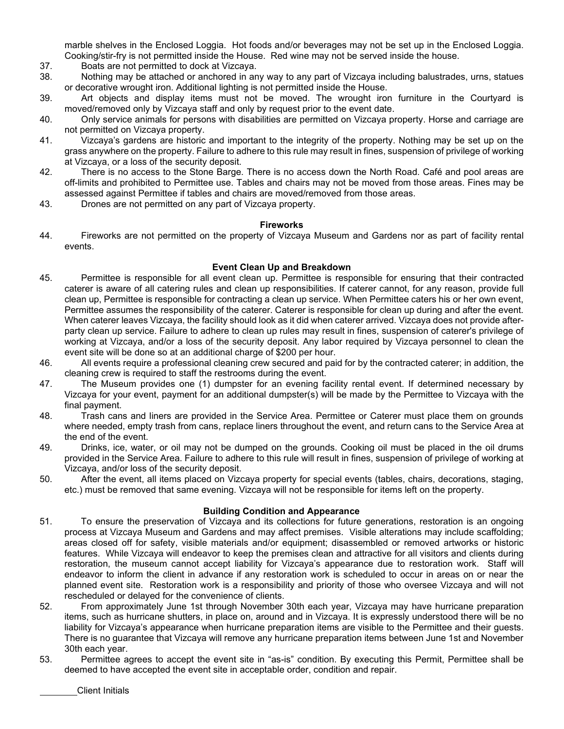marble shelves in the Enclosed Loggia. Hot foods and/or beverages may not be set up in the Enclosed Loggia. Cooking/stir-fry is not permitted inside the House. Red wine may not be served inside the house.

37. Boats are not permitted to dock at Vizcaya.
38. Nothing may be attached or anchored in any way to any part of Vizcaya including balustrades, urns, statues or decorative wrought iron. Additional lighting is not permitted inside the House.
39. Art objects and display items must not be moved. The wrought iron furniture in the Courtyard is moved/removed only by Vizcaya staff and only by request prior to the event date.
40. Only service animals for persons with disabilities are permitted on Vizcaya property. Horse and carriage are not permitted on Vizcaya property.
41. Vizcaya's gardens are historic and important to the integrity of the property. Nothing may be set up on the grass anywhere on the property. Failure to adhere to this rule may result in fines, suspension of privilege of working at Vizcaya, or a loss of the security deposit.
42. There is no access to the Stone Barge. There is no access down the North Road. Café and pool areas are off-limits and prohibited to Permittee use. Tables and chairs may not be moved from those areas. Fines may be assessed against Permittee if tables and chairs are moved/removed from those areas.
43. Drones are not permitted on any part of Vizcaya property.

**Fireworks**

44. Fireworks are not permitted on the property of Vizcaya Museum and Gardens nor as part of facility rental events.

**Event Clean Up and Breakdown**

45. Permittee is responsible for all event clean up. Permittee is responsible for ensuring that their contracted caterer is aware of all catering rules and clean up responsibilities. If caterer cannot, for any reason, provide full clean up, Permittee is responsible for contracting a clean up service. When Permittee caters his or her own event, Permittee assumes the responsibility of the caterer. Caterer is responsible for clean up during and after the event. When caterer leaves Vizcaya, the facility should look as it did when caterer arrived. Vizcaya does not provide after-party clean up service. Failure to adhere to clean up rules may result in fines, suspension of caterer's privilege of working at Vizcaya, and/or a loss of the security deposit. Any labor required by Vizcaya personnel to clean the event site will be done so at an additional charge of $200 per hour.
46. All events require a professional cleaning crew secured and paid for by the contracted caterer; in addition, the cleaning crew is required to staff the restrooms during the event.
47. The Museum provides one (1) dumpster for an evening facility rental event. If determined necessary by Vizcaya for your event, payment for an additional dumpster(s) will be made by the Permittee to Vizcaya with the final payment.
48. Trash cans and liners are provided in the Service Area. Permittee or Caterer must place them on grounds where needed, empty trash from cans, replace liners throughout the event, and return cans to the Service Area at the end of the event.
49. Drinks, ice, water, or oil may not be dumped on the grounds. Cooking oil must be placed in the oil drums provided in the Service Area. Failure to adhere to this rule will result in fines, suspension of privilege of working at Vizcaya, and/or loss of the security deposit.
50. After the event, all items placed on Vizcaya property for special events (tables, chairs, decorations, staging, etc.) must be removed that same evening. Vizcaya will not be responsible for items left on the property.

**Building Condition and Appearance**

51. To ensure the preservation of Vizcaya and its collections for future generations, restoration is an ongoing process at Vizcaya Museum and Gardens and may affect premises. Visible alterations may include scaffolding; areas closed off for safety, visible materials and/or equipment; disassembled or removed artworks or historic features. While Vizcaya will endeavor to keep the premises clean and attractive for all visitors and clients during restoration, the museum cannot accept liability for Vizcaya's appearance due to restoration work. Staff will endeavor to inform the client in advance if any restoration work is scheduled to occur in areas on or near the planned event site. Restoration work is a responsibility and priority of those who oversee Vizcaya and will not rescheduled or delayed for the convenience of clients.
52. From approximately June 1st through November 30th each year, Vizcaya may have hurricane preparation items, such as hurricane shutters, in place on, around and in Vizcaya. It is expressly understood there will be no liability for Vizcaya's appearance when hurricane preparation items are visible to the Permittee and their guests. There is no guarantee that Vizcaya will remove any hurricane preparation items between June 1st and November 30th each year.
53. Permittee agrees to accept the event site in "as-is" condition. By executing this Permit, Permittee shall be deemed to have accepted the event site in acceptable order, condition and repair.

________Client Initials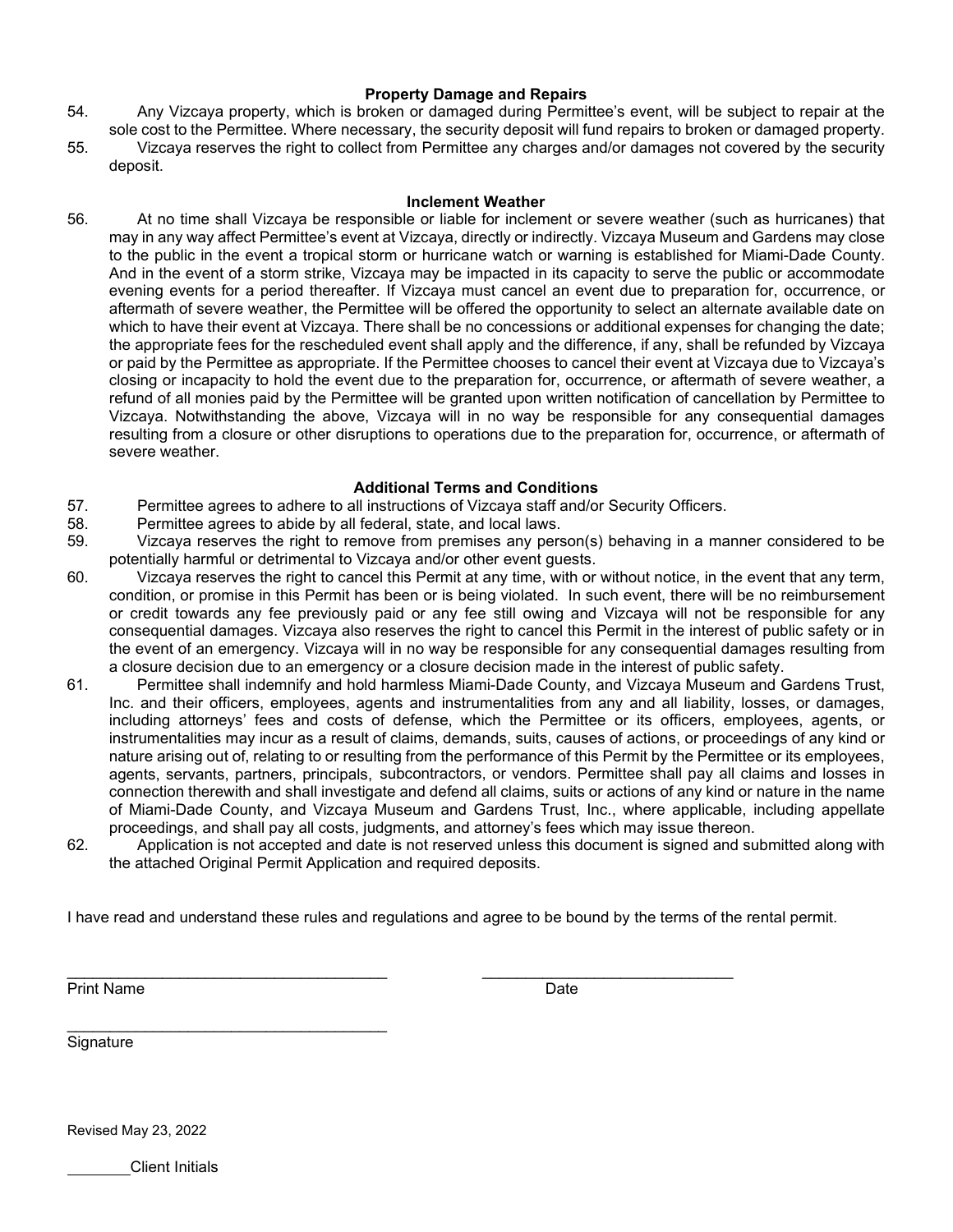### Property Damage and Repairs

54. Any Vizcaya property, which is broken or damaged during Permittee's event, will be subject to repair at the sole cost to the Permittee. Where necessary, the security deposit will fund repairs to broken or damaged property.
55. Vizcaya reserves the right to collect from Permittee any charges and/or damages not covered by the security deposit.

### Inclement Weather

56. At no time shall Vizcaya be responsible or liable for inclement or severe weather (such as hurricanes) that may in any way affect Permittee's event at Vizcaya, directly or indirectly. Vizcaya Museum and Gardens may close to the public in the event a tropical storm or hurricane watch or warning is established for Miami-Dade County. And in the event of a storm strike, Vizcaya may be impacted in its capacity to serve the public or accommodate evening events for a period thereafter. If Vizcaya must cancel an event due to preparation for, occurrence, or aftermath of severe weather, the Permittee will be offered the opportunity to select an alternate available date on which to have their event at Vizcaya. There shall be no concessions or additional expenses for changing the date; the appropriate fees for the rescheduled event shall apply and the difference, if any, shall be refunded by Vizcaya or paid by the Permittee as appropriate. If the Permittee chooses to cancel their event at Vizcaya due to Vizcaya's closing or incapacity to hold the event due to the preparation for, occurrence, or aftermath of severe weather, a refund of all monies paid by the Permittee will be granted upon written notification of cancellation by Permittee to Vizcaya. Notwithstanding the above, Vizcaya will in no way be responsible for any consequential damages resulting from a closure or other disruptions to operations due to the preparation for, occurrence, or aftermath of severe weather.

### Additional Terms and Conditions

57. Permittee agrees to adhere to all instructions of Vizcaya staff and/or Security Officers.
58. Permittee agrees to abide by all federal, state, and local laws.
59. Vizcaya reserves the right to remove from premises any person(s) behaving in a manner considered to be potentially harmful or detrimental to Vizcaya and/or other event guests.
60. Vizcaya reserves the right to cancel this Permit at any time, with or without notice, in the event that any term, condition, or promise in this Permit has been or is being violated. In such event, there will be no reimbursement or credit towards any fee previously paid or any fee still owing and Vizcaya will not be responsible for any consequential damages. Vizcaya also reserves the right to cancel this Permit in the interest of public safety or in the event of an emergency. Vizcaya will in no way be responsible for any consequential damages resulting from a closure decision due to an emergency or a closure decision made in the interest of public safety.
61. Permittee shall indemnify and hold harmless Miami-Dade County, and Vizcaya Museum and Gardens Trust, Inc. and their officers, employees, agents and instrumentalities from any and all liability, losses, or damages, including attorneys' fees and costs of defense, which the Permittee or its officers, employees, agents, or instrumentalities may incur as a result of claims, demands, suits, causes of actions, or proceedings of any kind or nature arising out of, relating to or resulting from the performance of this Permit by the Permittee or its employees, agents, servants, partners, principals, subcontractors, or vendors. Permittee shall pay all claims and losses in connection therewith and shall investigate and defend all claims, suits or actions of any kind or nature in the name of Miami-Dade County, and Vizcaya Museum and Gardens Trust, Inc., where applicable, including appellate proceedings, and shall pay all costs, judgments, and attorney's fees which may issue thereon.
62. Application is not accepted and date is not reserved unless this document is signed and submitted along with the attached Original Permit Application and required deposits.

I have read and understand these rules and regulations and agree to be bound by the terms of the rental permit.

______________________________________ ______________________________

Print Name Date

______________________________________

Signature

Revised May 23, 2022

________Client Initials